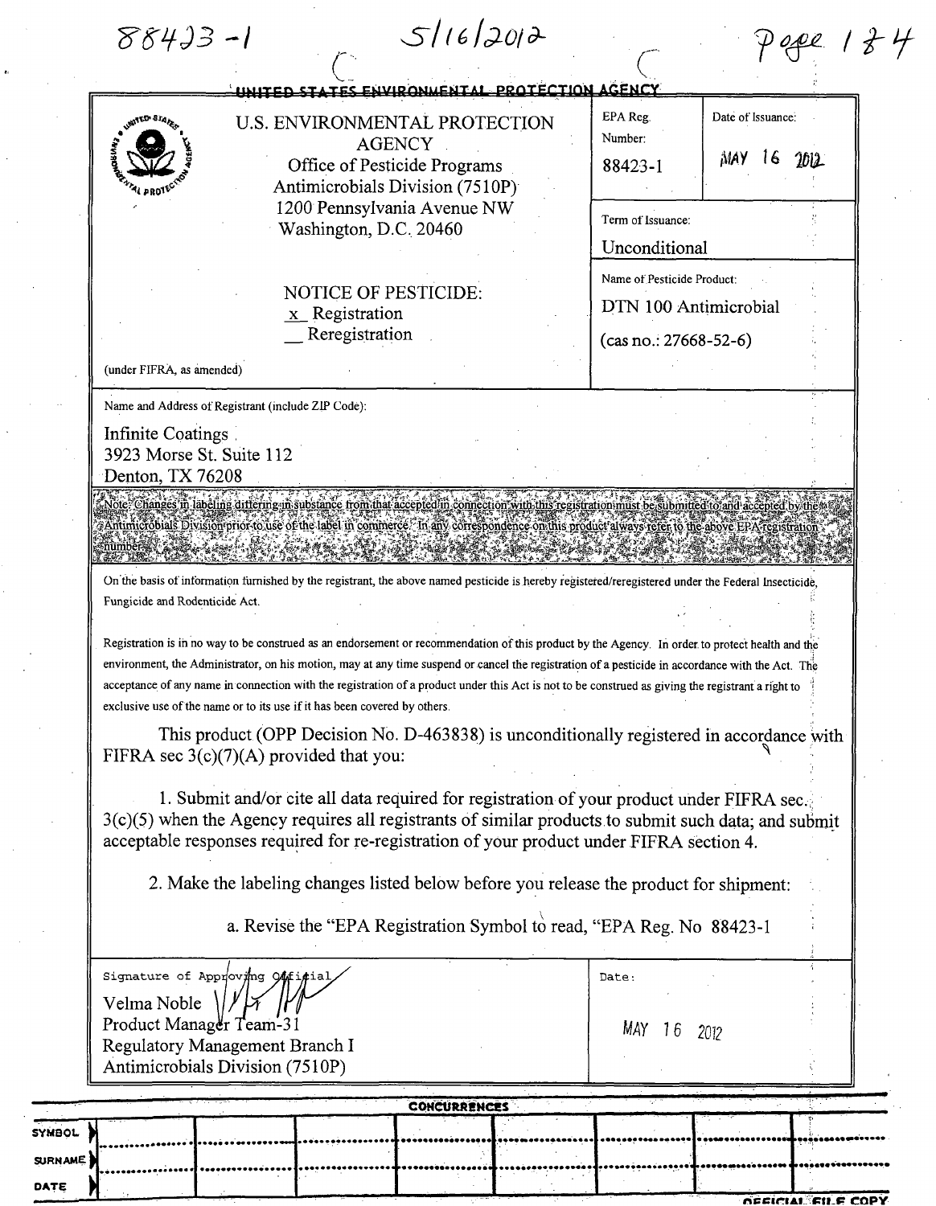88423-1 5/16/2012 Page 1 of 4

UNITED STATES ENVIRONMENTAL PROTECTION AGENCY

| U.S. ENVIRONMENTAL PROTECTION AGENCY<br>Office of Pesticide Programs<br>Antimicrobials Division (7510P)<br>1200 Pennsylvania Avenue NW<br>Washington, D.C. 20460<br><br>NOTICE OF PESTICIDE:<br>x Registration<br>__ Reregistration<br><br>(under FIFRA, as amended) | EPA Reg. Number:<br>88423-1 | Date of Issuance:<br>MAY 16 2012 |
|---|---|---|
| | Term of Issuance:<br>Unconditional | |
| | Name of Pesticide Product:<br>DTN 100 Antimicrobial<br>(cas no.: 27668-52-6) | |

Name and Address of Registrant (include ZIP Code):

Infinite Coatings
3923 Morse St. Suite 112
Denton, TX 76208

Note: Changes in labeling differing in substance from that accepted in connection with this registration must be submitted to and accepted by the Antimicrobials Division prior to use of the label in commerce. In any correspondence on this product always refer to the above EPA registration number.

On the basis of information furnished by the registrant, the above named pesticide is hereby registered/reregistered under the Federal Insecticide, Fungicide and Rodenticide Act.

Registration is in no way to be construed as an endorsement or recommendation of this product by the Agency. In order to protect health and the environment, the Administrator, on his motion, may at any time suspend or cancel the registration of a pesticide in accordance with the Act. The acceptance of any name in connection with the registration of a product under this Act is not to be construed as giving the registrant a right to exclusive use of the name or to its use if it has been covered by others.

This product (OPP Decision No. D-463838) is unconditionally registered in accordance with FIFRA sec 3(c)(7)(A) provided that you:

1. Submit and/or cite all data required for registration of your product under FIFRA sec. 3(c)(5) when the Agency requires all registrants of similar products to submit such data; and submit acceptable responses required for re-registration of your product under FIFRA section 4.

2. Make the labeling changes listed below before you release the product for shipment:

a. Revise the "EPA Registration Symbol to read, "EPA Reg. No 88423-1

| Signature of Approving Official<br>Velma Noble<br>Product Manager Team-31<br>Regulatory Management Branch I<br>Antimicrobials Division (7510P) | Date:<br>MAY 16 2012 |
|---|---|

CONCURRENCES

| SYMBOL | | | | | | | | |
|---|---|---|---|---|---|---|---|---|
| SURNAME | | | | | | | | |
| DATE | | | | | | | | |

OFFICIAL FILE COPY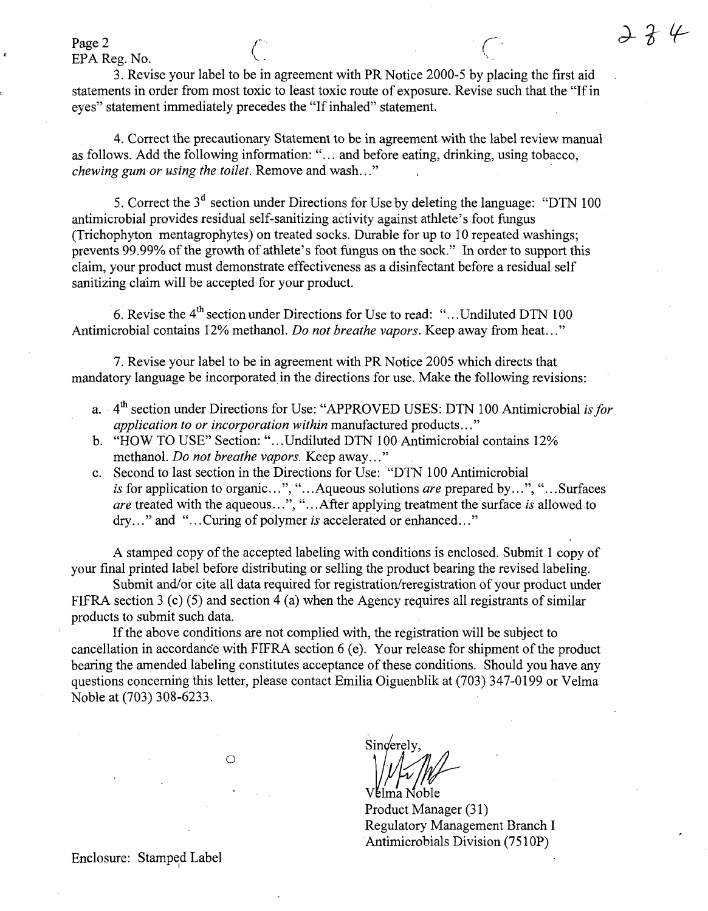EPA Reg. No.

3. Revise your label to be in agreement with PR Notice 2000-5 by placing the first aid statements in order from most toxic to least toxic route of exposure. Revise such that the "If in eyes" statement immediately precedes the "If inhaled" statement.

4. Correct the precautionary Statement to be in agreement with the label review manual as follows. Add the following information: "… and before eating, drinking, using tobacco, *chewing gum or using the toilet*. Remove and wash…"

5. Correct the 3[d] section under Directions for Use by deleting the language: "DTN 100 antimicrobial provides residual self-sanitizing activity against athlete's foot fungus (Trichophyton mentagrophytes) on treated socks. Durable for up to 10 repeated washings; prevents 99.99% of the growth of athlete's foot fungus on the sock." In order to support this claim, your product must demonstrate effectiveness as a disinfectant before a residual self sanitizing claim will be accepted for your product.

6. Revise the 4[th] section under Directions for Use to read: "…Undiluted DTN 100 Antimicrobial contains 12% methanol. *Do not breathe vapors*. Keep away from heat…"

7. Revise your label to be in agreement with PR Notice 2005 which directs that mandatory language be incorporated in the directions for use. Make the following revisions:

a. 4[th] section under Directions for Use: "APPROVED USES: DTN 100 Antimicrobial *is for application to or incorporation within* manufactured products…"
b. "HOW TO USE" Section: "…Undiluted DTN 100 Antimicrobial contains 12% methanol. *Do not breathe vapors.* Keep away…"
c. Second to last section in the Directions for Use: "DTN 100 Antimicrobial *is* for application to organic…", "…Aqueous solutions *are* prepared by…", "…Surfaces *are* treated with the aqueous…", "…After applying treatment the surface *is* allowed to dry…" and "…Curing of polymer *is* accelerated or enhanced…"

A stamped copy of the accepted labeling with conditions is enclosed. Submit 1 copy of your final printed label before distributing or selling the product bearing the revised labeling.

Submit and/or cite all data required for registration/reregistration of your product under FIFRA section 3 (c) (5) and section 4 (a) when the Agency requires all registrants of similar products to submit such data.

If the above conditions are not complied with, the registration will be subject to cancellation in accordance with FIFRA section 6 (e). Your release for shipment of the product bearing the amended labeling constitutes acceptance of these conditions. Should you have any questions concerning this letter, please contact Emilia Oiguenblik at (703) 347-0199 or Velma Noble at (703) 308-6233.

Sincerely,

Velma Noble
Product Manager (31)
Regulatory Management Branch I
Antimicrobials Division (7510P)

Enclosure: Stamped Label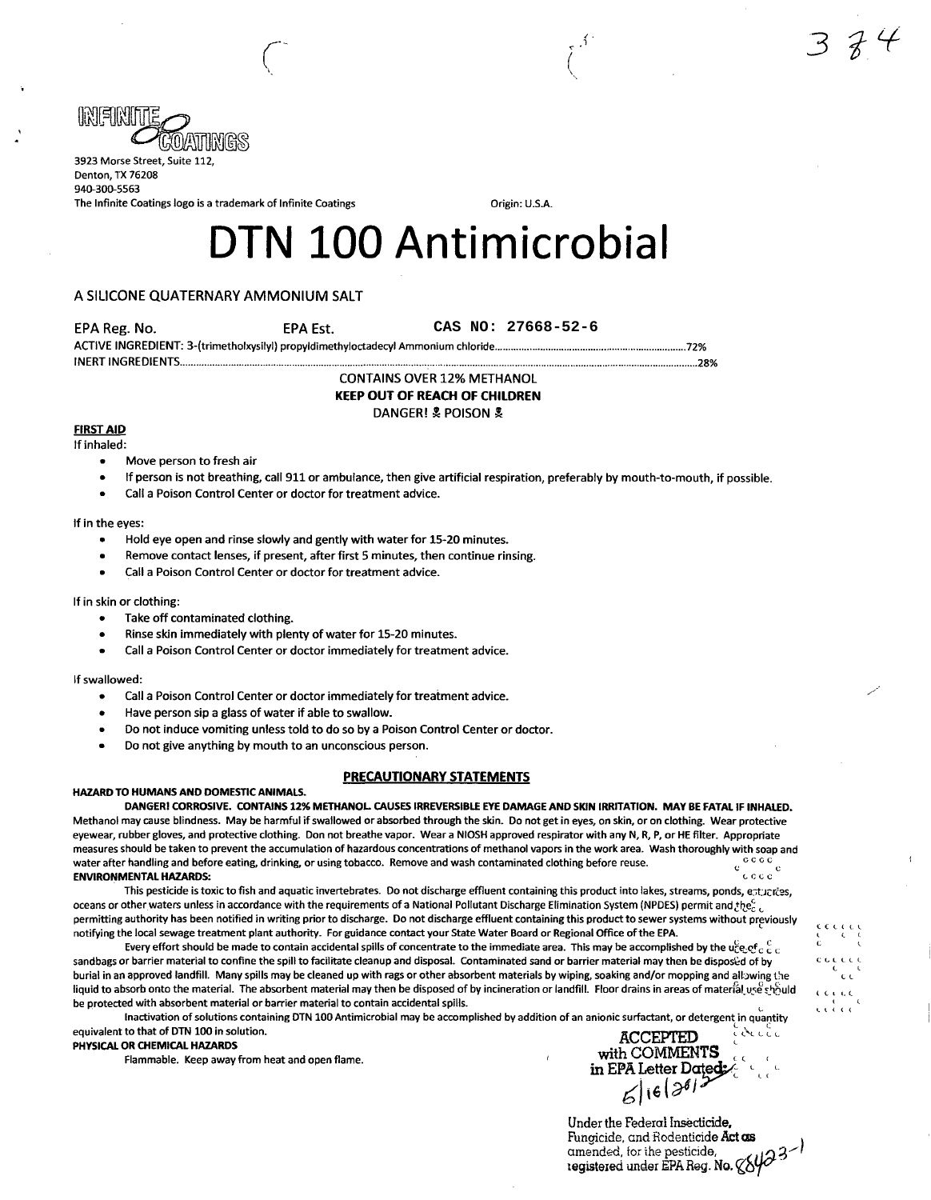INFINITE COATINGS

3923 Morse Street, Suite 112,
Denton, TX 76208
940-300-5563
The Infinite Coatings logo is a trademark of Infinite Coatings

Origin: U.S.A.

# DTN 100 Antimicrobial

A SILICONE QUATERNARY AMMONIUM SALT

EPA Reg. No. EPA Est. CAS NO: 27668-52-6

ACTIVE INGREDIENT: 3-(trimetholxysilyl) propyldimethyloctadecyl Ammonium chloride........................................72%
INERT INGREDIENTS..........................................................................................................................28%

CONTAINS OVER 12% METHANOL

**KEEP OUT OF REACH OF CHILDREN**

DANGER! ☠ POISON ☠

## FIRST AID

If inhaled:

- Move person to fresh air
- If person is not breathing, call 911 or ambulance, then give artificial respiration, preferably by mouth-to-mouth, if possible.
- Call a Poison Control Center or doctor for treatment advice.

If in the eyes:

- Hold eye open and rinse slowly and gently with water for 15-20 minutes.
- Remove contact lenses, if present, after first 5 minutes, then continue rinsing.
- Call a Poison Control Center or doctor for treatment advice.

If in skin or clothing:

- Take off contaminated clothing.
- Rinse skin immediately with plenty of water for 15-20 minutes.
- Call a Poison Control Center or doctor immediately for treatment advice.

If swallowed:

- Call a Poison Control Center or doctor immediately for treatment advice.
- Have person sip a glass of water if able to swallow.
- Do not induce vomiting unless told to do so by a Poison Control Center or doctor.
- Do not give anything by mouth to an unconscious person.

## PRECAUTIONARY STATEMENTS

**HAZARD TO HUMANS AND DOMESTIC ANIMALS.**

**DANGER! CORROSIVE. CONTAINS 12% METHANOL. CAUSES IRREVERSIBLE EYE DAMAGE AND SKIN IRRITATION. MAY BE FATAL IF INHALED.** Methanol may cause blindness. May be harmful if swallowed or absorbed through the skin. Do not get in eyes, on skin, or on clothing. Wear protective eyewear, rubber gloves, and protective clothing. Do not breathe vapor. Wear a NIOSH approved respirator with any N, R, P, or HE filter. Appropriate measures should be taken to prevent the accumulation of hazardous concentrations of methanol vapors in the work area. Wash thoroughly with soap and water after handling and before eating, drinking, or using tobacco. Remove and wash contaminated clothing before reuse.

**ENVIRONMENTAL HAZARDS:**

This pesticide is toxic to fish and aquatic invertebrates. Do not discharge effluent containing this product into lakes, streams, ponds, estuaries, oceans or other waters unless in accordance with the requirements of a National Pollutant Discharge Elimination System (NPDES) permit and the permitting authority has been notified in writing prior to discharge. Do not discharge effluent containing this product to sewer systems without previously notifying the local sewage treatment plant authority. For guidance contact your State Water Board or Regional Office of the EPA.

Every effort should be made to contain accidental spills of concentrate to the immediate area. This may be accomplished by the use of sandbags or barrier material to confine the spill to facilitate cleanup and disposal. Contaminated sand or barrier material may then be disposed of by burial in an approved landfill. Many spills may be cleaned up with rags or other absorbent materials by wiping, soaking and/or mopping and allowing the liquid to absorb onto the material. The absorbent material may then be disposed of by incineration or landfill. Floor drains in areas of material use should be protected with absorbent material or barrier material to contain accidental spills.

Inactivation of solutions containing DTN 100 Antimicrobial may be accomplished by addition of an anionic surfactant, or detergent in quantity equivalent to that of DTN 100 in solution.

**PHYSICAL OR CHEMICAL HAZARDS**

Flammable. Keep away from heat and open flame.

ACCEPTED
with COMMENTS
in EPA Letter Dated: 5/16/2012

Under the Federal Insecticide, Fungicide, and Rodenticide Act as amended, for the pesticide, registered under EPA Reg. No. 88423-1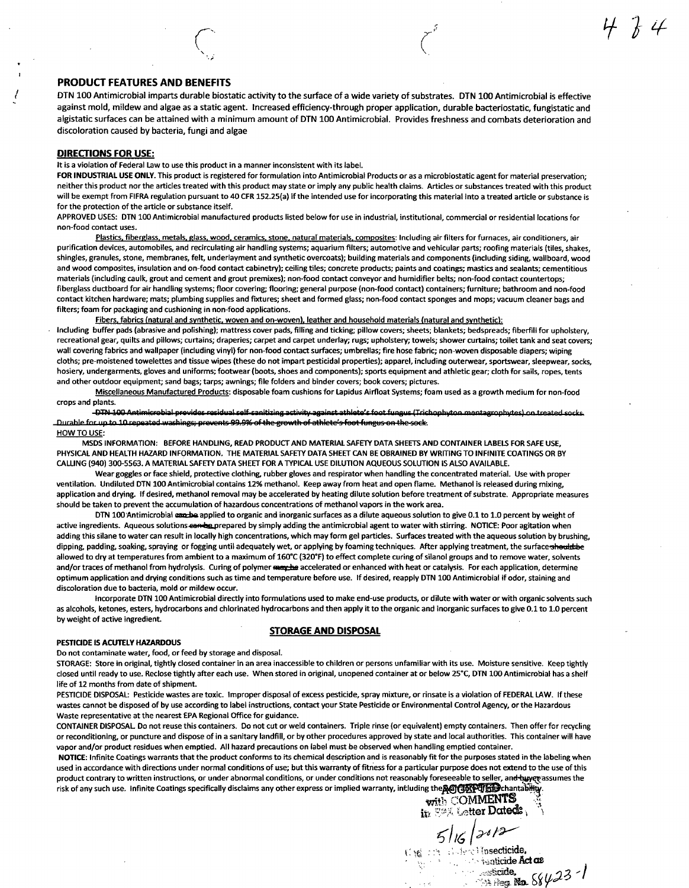## PRODUCT FEATURES AND BENEFITS

DTN 100 Antimicrobial imparts durable biostatic activity to the surface of a wide variety of substrates. DTN 100 Antimicrobial is effective against mold, mildew and algae as a static agent. Increased efficiency-through proper application, durable bacteriostatic, fungistatic and algistatic surfaces can be attained with a minimum amount of DTN 100 Antimicrobial. Provides freshness and combats deterioration and discoloration caused by bacteria, fungi and algae

## DIRECTIONS FOR USE:

It is a violation of Federal Law to use this product in a manner inconsistent with its label.

**FOR INDUSTRIAL USE ONLY.** This product is registered for formulation into Antimicrobial Products or as a microbiostatic agent for material preservation; neither this product nor the articles treated with this product may state or imply any public health claims. Articles or substances treated with this product will be exempt from FIFRA regulation pursuant to 40 CFR 152.25(a) if the intended use for incorporating this material into a treated article or substance is for the protection of the article or substance itself.

APPROVED USES: DTN 100 Antimicrobial manufactured products listed below for use in industrial, institutional, commercial or residential locations for non-food contact uses.

Plastics, fiberglass, metals, glass, wood, ceramics, stone, natural materials, composites: Including air filters for furnaces, air conditioners, air purification devices, automobiles, and recirculating air handling systems; aquarium filters; automotive and vehicular parts; roofing materials (tiles, shakes, shingles, granules, stone, membranes, felt, underlayment and synthetic overcoats); building materials and components (including siding, wallboard, wood and wood composites, insulation and on-food contact cabinetry); ceiling tiles; concrete products; paints and coatings; mastics and sealants; cementitious materials (including caulk, grout and cement and grout premixes); non-food contact conveyor and humidifier belts; non-food contact countertops; fiberglass ductboard for air handling systems; floor covering; flooring; general purpose (non-food contact) containers; furniture; bathroom and non-food contact kitchen hardware; mats; plumbing supplies and fixtures; sheet and formed glass; non-food contact sponges and mops; vacuum cleaner bags and filters; foam for packaging and cushioning in non-food applications.

Fibers, fabrics (natural and synthetic, woven and on-woven), leather and household materials (natural and synthetic): Including buffer pads (abrasive and polishing); mattress cover pads, filling and ticking; pillow covers; sheets; blankets; bedspreads; fiberfill for upholstery, recreational gear, quilts and pillows; curtains; draperies; carpet and carpet underlay; rugs; upholstery; towels; shower curtains; toilet tank and seat covers; wall covering fabrics and wallpaper (including vinyl) for non-food contact surfaces; umbrellas; fire hose fabric; non-woven disposable diapers; wiping cloths; pre-moistened towelettes and tissue wipes (these do not impart pesticidal properties); apparel, including outerwear, sportswear, sleepwear, socks, hosiery, undergarments, gloves and uniforms; footwear (boots, shoes and components); sports equipment and athletic gear; cloth for sails, ropes, tents and other outdoor equipment; sand bags; tarps; awnings; file folders and binder covers; book covers; pictures.

Miscellaneous Manufactured Products: disposable foam cushions for Lapidus Airfloat Systems; foam used as a growth medium for non-food crops and plants.

~~DTN 100 Antimicrobial provides residual self-sanitizing activity against athlete's foot fungus (Trichophyton mentagrophytes) on treated socks. Durable for up to 10 repeated washings; prevents 99.9% of the growth of athlete's foot fungus on the sock.~~

HOW TO USE:

MSDS INFORMATION: BEFORE HANDLING, READ PRODUCT AND MATERIAL SAFETY DATA SHEETS AND CONTAINER LABELS FOR SAFE USE, PHYSICAL AND HEALTH HAZARD INFORMATION. THE MATERIAL SAFETY DATA SHEET CAN BE OBRAINED BY WRITING TO INFINITE COATINGS OR BY CALLING (940) 300-5563. A MATERIAL SAFETY DATA SHEET FOR A TYPICAL USE DILUTION AQUEOUS SOLUTION IS ALSO AVAILABLE.

Wear goggles or face shield, protective clothing, rubber gloves and respirator when handling the concentrated material. Use with proper ventilation. Undiluted DTN 100 Antimicrobial contains 12% methanol. Keep away from heat and open flame. Methanol is released during mixing, application and drying. If desired, methanol removal may be accelerated by heating dilute solution before treatment of substrate. Appropriate measures should be taken to prevent the accumulation of hazardous concentrations of methanol vapors in the work area.

DTN 100 Antimicrobial ~~can be~~ applied to organic and inorganic surfaces as a dilute aqueous solution to give 0.1 to 1.0 percent by weight of active ingredients. Aqueous solutions ~~can be~~ prepared by simply adding the antimicrobial agent to water with stirring. NOTICE: Poor agitation when adding this silane to water can result in locally high concentrations, which may form gel particles. Surfaces treated with the aqueous solution by brushing, dipping, padding, soaking, spraying or fogging until adequately wet, or applying by foaming techniques. After applying treatment, the surface ~~should be~~ allowed to dry at temperatures from ambient to a maximum of 160°C (320°F) to effect complete curing of silanol groups and to remove water, solvents and/or traces of methanol from hydrolysis. Curing of polymer ~~may be~~ accelerated or enhanced with heat or catalysis. For each application, determine optimum application and drying conditions such as time and temperature before use. If desired, reapply DTN 100 Antimicrobial if odor, staining and discoloration due to bacteria, mold or mildew occur.

Incorporate DTN 100 Antimicrobial directly into formulations used to make end-use products, or dilute with water or with organic solvents such as alcohols, ketones, esters, hydrocarbons and chlorinated hydrocarbons and then apply it to the organic and inorganic surfaces to give 0.1 to 1.0 percent by weight of active ingredient.

## STORAGE AND DISPOSAL

**PESTICIDE IS ACUTELY HAZARDOUS**

Do not contaminate water, food, or feed by storage and disposal.

STORAGE: Store in original, tightly closed container in an area inaccessible to children or persons unfamiliar with its use. Moisture sensitive. Keep tightly closed until ready to use. Reclose tightly after each use. When stored in original, unopened container at or below 25°C, DTN 100 Antimicrobial has a shelf life of 12 months from date of shipment.

PESTICIDE DISPOSAL: Pesticide wastes are toxic. Improper disposal of excess pesticide, spray mixture, or rinsate is a violation of FEDERAL LAW. If these wastes cannot be disposed of by use according to label instructions, contact your State Pesticide or Environmental Control Agency, or the Hazardous Waste representative at the nearest EPA Regional Office for guidance.

CONTAINER DISPOSAL. Do not reuse this containers. Do not cut or weld containers. Triple rinse (or equivalent) empty containers. Then offer for recycling or reconditioning, or puncture and dispose of in a sanitary landfill, or by other procedures approved by state and local authorities. This container will have vapor and/or product residues when emptied. All hazard precautions on label must be observed when handling emptied container.

**NOTICE:** Infinite Coatings warrants that the product conforms to its chemical description and is reasonably fit for the purposes stated in the labeling when used in accordance with directions under normal conditions of use; but this warranty of fitness for a particular purpose does not extend to the use of this product contrary to written instructions, or under abnormal conditions, or under conditions not reasonably foreseeable to seller, and ~~buyer~~ assumes the risk of any such use. Infinite Coatings specifically disclaims any other express or implied warranty, including the merchantability.

ACCEPTED
with COMMENTS
in EPA Letter Dated:
5/16/2012
Under the Federal Insecticide, Fungicide, and Rodenticide Act as amended, for the pesticide, registered under EPA Reg. No. 88423-1